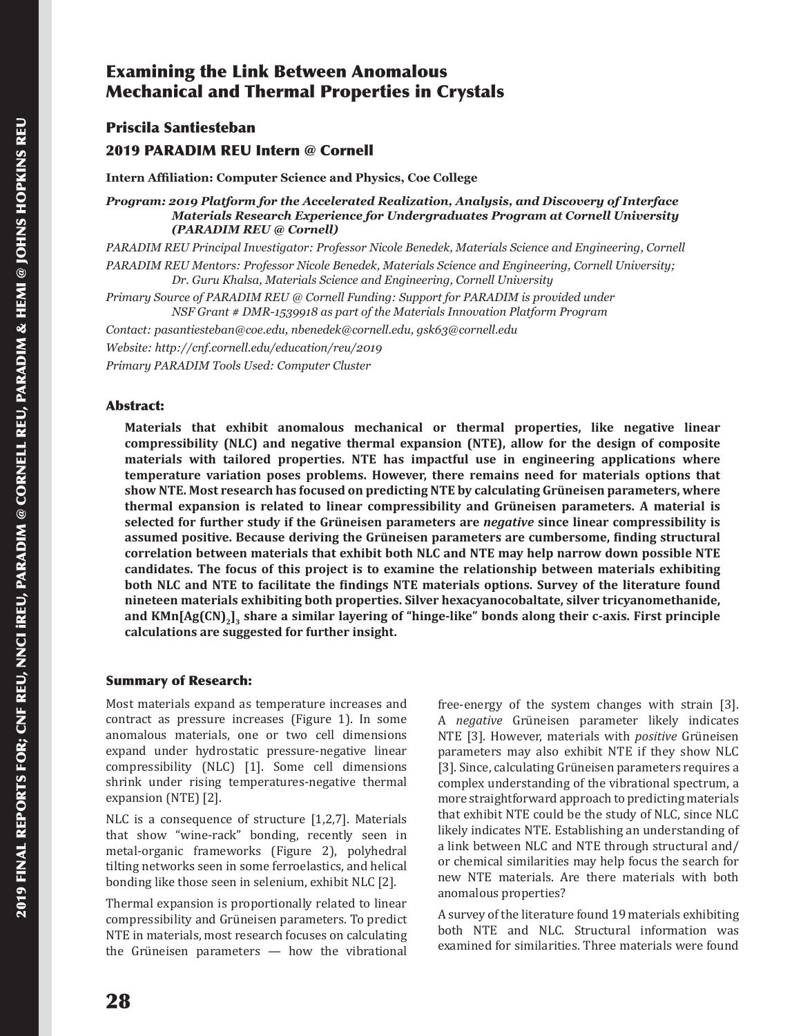# Examining the Link Between Anomalous Mechanical and Thermal Properties in Crystals

## Priscila Santiesteban

## 2019 PARADIM REU Intern @ Cornell

**Intern Affiliation: Computer Science and Physics, Coe College**

***Program: 2019 Platform for the Accelerated Realization, Analysis, and Discovery of Interface Materials Research Experience for Undergraduates Program at Cornell University (PARADIM REU @ Cornell)***

*PARADIM REU Principal Investigator: Professor Nicole Benedek, Materials Science and Engineering, Cornell*

*PARADIM REU Mentors: Professor Nicole Benedek, Materials Science and Engineering, Cornell University; Dr. Guru Khalsa, Materials Science and Engineering, Cornell University*

*Primary Source of PARADIM REU @ Cornell Funding: Support for PARADIM is provided under NSF Grant # DMR-1539918 as part of the Materials Innovation Platform Program*

*Contact: pasantiesteban@coe.edu, nbenedek@cornell.edu, gsk63@cornell.edu*

*Website: http://cnf.cornell.edu/education/reu/2019*

*Primary PARADIM Tools Used: Computer Cluster*

### Abstract:

**Materials that exhibit anomalous mechanical or thermal properties, like negative linear compressibility (NLC) and negative thermal expansion (NTE), allow for the design of composite materials with tailored properties. NTE has impactful use in engineering applications where temperature variation poses problems. However, there remains need for materials options that show NTE. Most research has focused on predicting NTE by calculating Grüneisen parameters, where thermal expansion is related to linear compressibility and Grüneisen parameters. A material is selected for further study if the Grüneisen parameters are *negative* since linear compressibility is assumed positive. Because deriving the Grüneisen parameters are cumbersome, finding structural correlation between materials that exhibit both NLC and NTE may help narrow down possible NTE candidates. The focus of this project is to examine the relationship between materials exhibiting both NLC and NTE to facilitate the findings NTE materials options. Survey of the literature found nineteen materials exhibiting both properties. Silver hexacyanocobaltate, silver tricyanomethanide, and $KMn[Ag(CN)_2]_3$ share a similar layering of "hinge-like" bonds along their c-axis. First principle calculations are suggested for further insight.**

### Summary of Research:

Most materials expand as temperature increases and contract as pressure increases (Figure 1). In some anomalous materials, one or two cell dimensions expand under hydrostatic pressure-negative linear compressibility (NLC) [1]. Some cell dimensions shrink under rising temperatures-negative thermal expansion (NTE) [2].

NLC is a consequence of structure [1,2,7]. Materials that show "wine-rack" bonding, recently seen in metal-organic frameworks (Figure 2), polyhedral tilting networks seen in some ferroelastics, and helical bonding like those seen in selenium, exhibit NLC [2].

Thermal expansion is proportionally related to linear compressibility and Grüneisen parameters. To predict NTE in materials, most research focuses on calculating the Grüneisen parameters — how the vibrational free-energy of the system changes with strain [3]. A *negative* Grüneisen parameter likely indicates NTE [3]. However, materials with *positive* Grüneisen parameters may also exhibit NTE if they show NLC [3]. Since, calculating Grüneisen parameters requires a complex understanding of the vibrational spectrum, a more straightforward approach to predicting materials that exhibit NTE could be the study of NLC, since NLC likely indicates NTE. Establishing an understanding of a link between NLC and NTE through structural and/or chemical similarities may help focus the search for new NTE materials. Are there materials with both anomalous properties?

A survey of the literature found 19 materials exhibiting both NTE and NLC. Structural information was examined for similarities. Three materials were found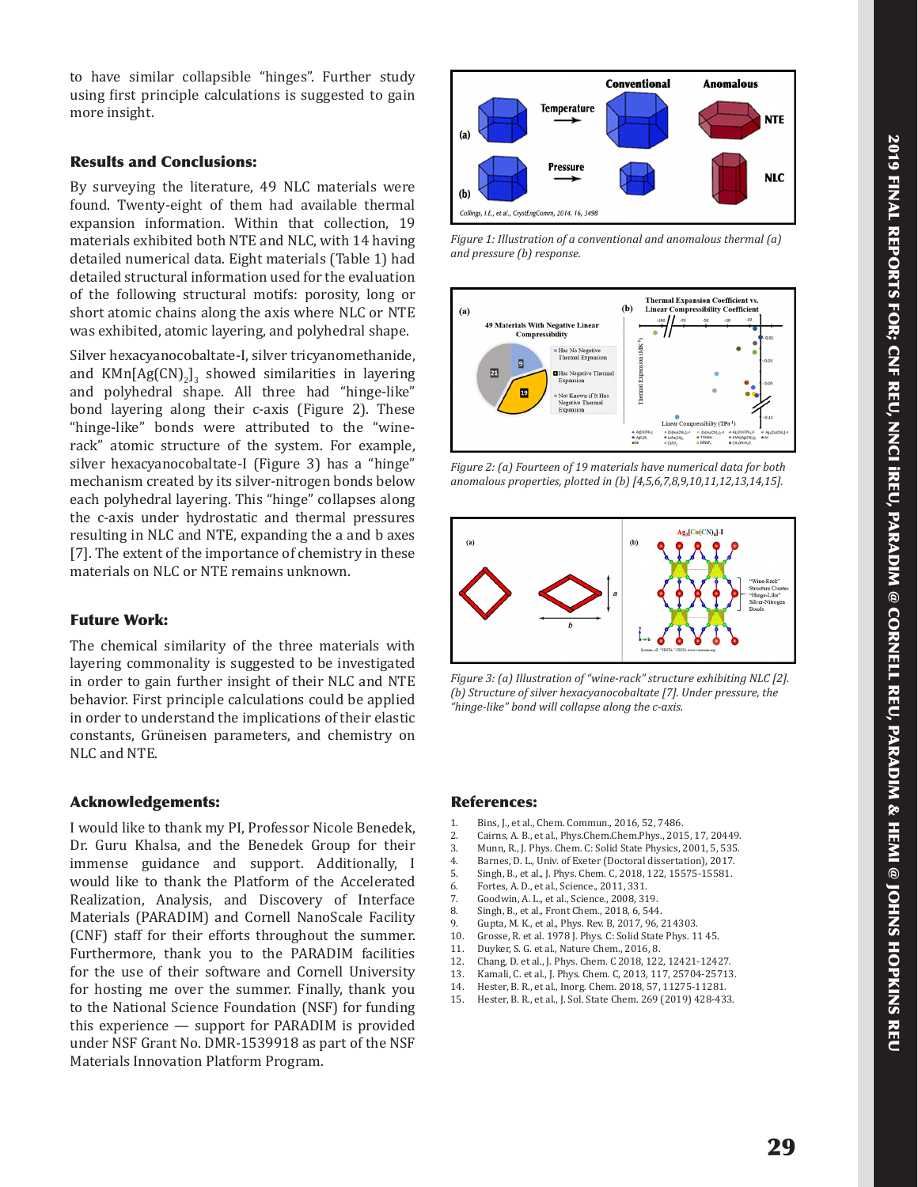to have similar collapsible "hinges". Further study using first principle calculations is suggested to gain more insight.

### Results and Conclusions:

By surveying the literature, 49 NLC materials were found. Twenty-eight of them had available thermal expansion information. Within that collection, 19 materials exhibited both NTE and NLC, with 14 having detailed numerical data. Eight materials (Table 1) had detailed structural information used for the evaluation of the following structural motifs: porosity, long or short atomic chains along the axis where NLC or NTE was exhibited, atomic layering, and polyhedral shape.

Silver hexacyanocobaltate-I, silver tricyanomethanide, and $KMn[Ag(CN)_2]_3$ showed similarities in layering and polyhedral shape. All three had "hinge-like" bond layering along their c-axis (Figure 2). These "hinge-like" bonds were attributed to the "wine-rack" atomic structure of the system. For example, silver hexacyanocobaltate-I (Figure 3) has a "hinge" mechanism created by its silver-nitrogen bonds below each polyhedral layering. This "hinge" collapses along the c-axis under hydrostatic and thermal pressures resulting in NLC and NTE, expanding the a and b axes [7]. The extent of the importance of chemistry in these materials on NLC or NTE remains unknown.

### Future Work:

The chemical similarity of the three materials with layering commonality is suggested to be investigated in order to gain further insight of their NLC and NTE behavior. First principle calculations could be applied in order to understand the implications of their elastic constants, Grüneisen parameters, and chemistry on NLC and NTE.

### Acknowledgements:

I would like to thank my PI, Professor Nicole Benedek, Dr. Guru Khalsa, and the Benedek Group for their immense guidance and support. Additionally, I would like to thank the Platform of the Accelerated Realization, Analysis, and Discovery of Interface Materials (PARADIM) and Cornell NanoScale Facility (CNF) staff for their efforts throughout the summer. Furthermore, thank you to the PARADIM facilities for the use of their software and Cornell University for hosting me over the summer. Finally, thank you to the National Science Foundation (NSF) for funding this experience — support for PARADIM is provided under NSF Grant No. DMR-1539918 as part of the NSF Materials Innovation Platform Program.

(a) Temperature
(b) Pressure
Conventional
Anomalous
NTE
NLC
Collings, I.E., et al., CrystEngComm, 2014, 16, 3498

*Figure 1: Illustration of a conventional and anomalous thermal (a) and pressure (b) response.*

(a)
49 Materials With Negative Linear Compressibility
21
9
19
Has No Negative Thermal Expansion
Has Negative Thermal Expansion
Not Known if It Has Negative Thermal Expansion

(b)
Thermal Expansion Coefficient vs. Linear Compressibility Coefficient
Thermal Expansion (MK$^{-1}$)
Linear Compressibility (TPa$^{-1}$)
-260
-70
-50
-30
-10
0.01
-0.03
-0.06
-0.11

*Figure 2: (a) Fourteen of 19 materials have numerical data for both anomalous properties, plotted in (b) [4,5,6,7,8,9,10,11,12,13,14,15].*

(a)
a
b

(b)
$Ag_3[Co(CN)_6]$-I
"Wine-Rack" Structure Creates "Hinge-Like" Silver-Nitrogen Bonds

*Figure 3: (a) Illustration of "wine-rack" structure exhibiting NLC [2]. (b) Structure of silver hexacyanocobaltate [7]. Under pressure, the "hinge-like" bond will collapse along the c-axis.*

### References:

1. Bins, J., et al., Chem. Commun., 2016, 52, 7486.
2. Cairns, A. B., et al., Phys.Chem.Chem.Phys., 2015, 17, 20449.
3. Munn, R., J. Phys. Chem. C: Solid State Physics, 2001, 5, 535.
4. Barnes, D. L. Univ. of Exeter (Doctoral dissertation), 2017.
5. Singh, B., et al., J. Phys. Chem. C, 2018, 122, 15575-15581.
6. Fortes, A. D., et al., Science., 2011, 331.
7. Goodwin, A. L., et al., Science., 2008, 319.
8. Singh, B., et al., Front Chem., 2018, 6, 544.
9. Gupta, M. K., et al., Phys. Rev. B, 2017, 96, 214303.
10. Grosse, R. et al. 1978 J. Phys. C: Solid State Phys. 11 45.
11. Duyker, S. G. et al., Nature Chem., 2016, 8.
12. Chang, D. et al., J. Phys. Chem. C 2018, 122, 12421-12427.
13. Kamali, C. et al., J. Phys. Chem. C, 2013, 117, 25704-25713.
14. Hester, B. R., et al., Inorg. Chem. 2018, 57, 11275-11281.
15. Hester, B. R., et al., J. Sol. State Chem. 269 (2019) 428-433.